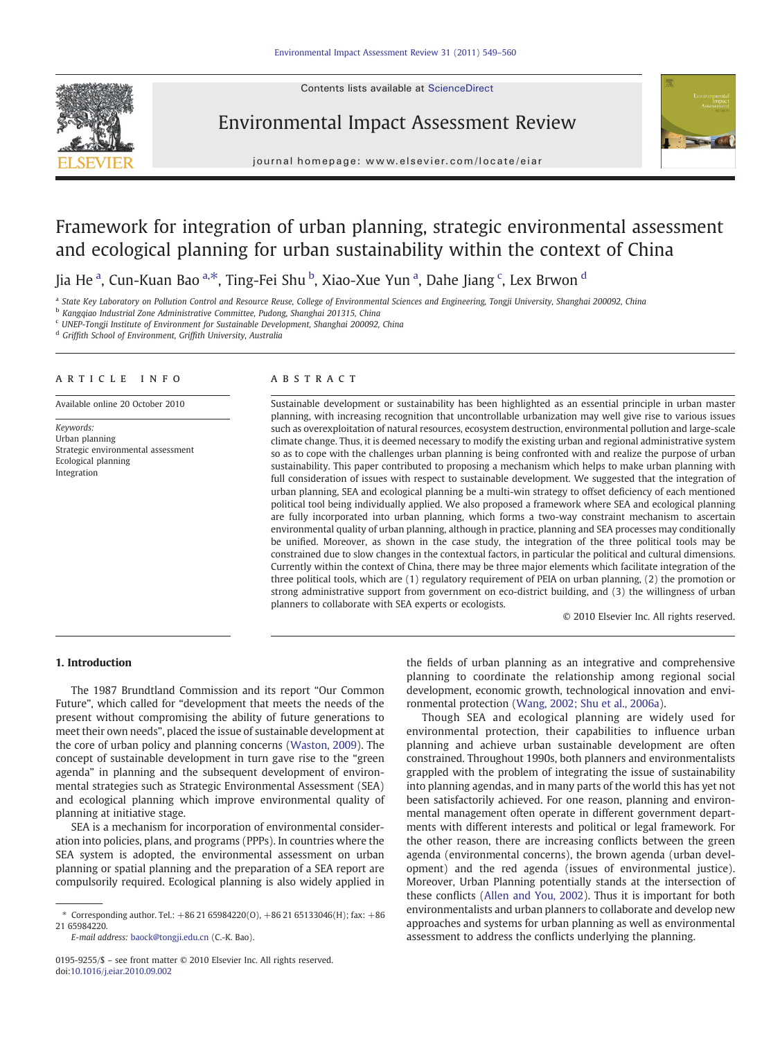# Framework for integration of urban planning, strategic environmental assessment and ecological planning for urban sustainability within the context of China

Jia He [a], Cun-Kuan Bao [a,*], Ting-Fei Shu [b], Xiao-Xue Yun [a], Dahe Jiang [c], Lex Brwon [d]

[a] State Key Laboratory on Pollution Control and Resource Reuse, College of Environmental Sciences and Engineering, Tongji University, Shanghai 200092, China
[b] Kangqiao Industrial Zone Administrative Committee, Pudong, Shanghai 201315, China
[c] UNEP-Tongji Institute of Environment for Sustainable Development, Shanghai 200092, China
[d] Griffith School of Environment, Griffith University, Australia

## ARTICLE INFO

Available online 20 October 2010

*Keywords:*
Urban planning
Strategic environmental assessment
Ecological planning
Integration

## ABSTRACT

Sustainable development or sustainability has been highlighted as an essential principle in urban master planning, with increasing recognition that uncontrollable urbanization may well give rise to various issues such as overexploitation of natural resources, ecosystem destruction, environmental pollution and large-scale climate change. Thus, it is deemed necessary to modify the existing urban and regional administrative system so as to cope with the challenges urban planning is being confronted with and realize the purpose of urban sustainability. This paper contributed to proposing a mechanism which helps to make urban planning with full consideration of issues with respect to sustainable development. We suggested that the integration of urban planning, SEA and ecological planning be a multi-win strategy to offset deficiency of each mentioned political tool being individually applied. We also proposed a framework where SEA and ecological planning are fully incorporated into urban planning, which forms a two-way constraint mechanism to ascertain environmental quality of urban planning, although in practice, planning and SEA processes may conditionally be unified. Moreover, as shown in the case study, the integration of the three political tools may be constrained due to slow changes in the contextual factors, in particular the political and cultural dimensions. Currently within the context of China, there may be three major elements which facilitate integration of the three political tools, which are (1) regulatory requirement of PEIA on urban planning, (2) the promotion or strong administrative support from government on eco-district building, and (3) the willingness of urban planners to collaborate with SEA experts or ecologists.

© 2010 Elsevier Inc. All rights reserved.

## 1. Introduction

The 1987 Brundtland Commission and its report "Our Common Future", which called for "development that meets the needs of the present without compromising the ability of future generations to meet their own needs", placed the issue of sustainable development at the core of urban policy and planning concerns (Waston, 2009). The concept of sustainable development in turn gave rise to the "green agenda" in planning and the subsequent development of environmental strategies such as Strategic Environmental Assessment (SEA) and ecological planning which improve environmental quality of planning at initiative stage.

SEA is a mechanism for incorporation of environmental consideration into policies, plans, and programs (PPPs). In countries where the SEA system is adopted, the environmental assessment on urban planning or spatial planning and the preparation of a SEA report are compulsorily required. Ecological planning is also widely applied in the fields of urban planning as an integrative and comprehensive planning to coordinate the relationship among regional social development, economic growth, technological innovation and environmental protection (Wang, 2002; Shu et al., 2006a).

Though SEA and ecological planning are widely used for environmental protection, their capabilities to influence urban planning and achieve urban sustainable development are often constrained. Throughout 1990s, both planners and environmentalists grappled with the problem of integrating the issue of sustainability into planning agendas, and in many parts of the world this has yet not been satisfactorily achieved. For one reason, planning and environmental management often operate in different government departments with different interests and political or legal framework. For the other reason, there are increasing conflicts between the green agenda (environmental concerns), the brown agenda (urban development) and the red agenda (issues of environmental justice). Moreover, Urban Planning potentially stands at the intersection of these conflicts (Allen and You, 2002). Thus it is important for both environmentalists and urban planners to collaborate and develop new approaches and systems for urban planning as well as environmental assessment to address the conflicts underlying the planning.

* Corresponding author. Tel.: +86 21 65984220(O), +86 21 65133046(H); fax: +86 21 65984220.
*E-mail address:* baock@tongji.edu.cn (C.-K. Bao).

0195-9255/$ – see front matter © 2010 Elsevier Inc. All rights reserved.
doi:10.1016/j.eiar.2010.09.002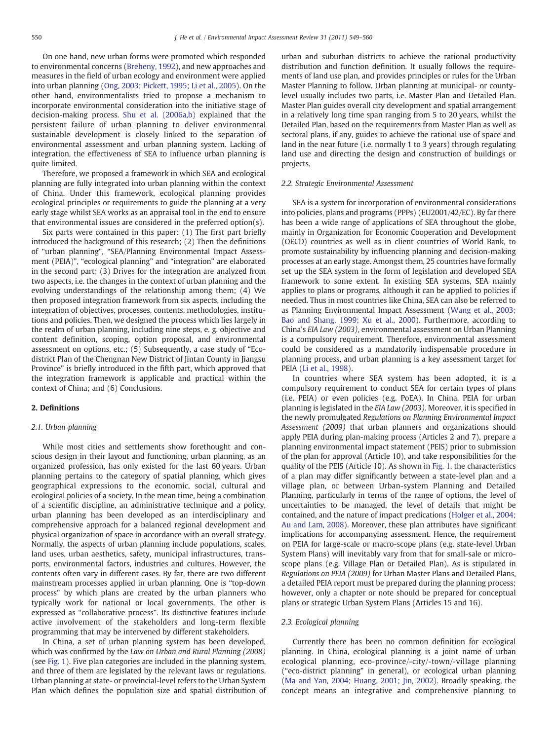On one hand, new urban forms were promoted which responded to environmental concerns (Breheny, 1992), and new approaches and measures in the field of urban ecology and environment were applied into urban planning (Ong, 2003; Pickett, 1995; Li et al., 2005). On the other hand, environmentalists tried to propose a mechanism to incorporate environmental consideration into the initiative stage of decision-making process. Shu et al. (2006a,b) explained that the persistent failure of urban planning to deliver environmental sustainable development is closely linked to the separation of environmental assessment and urban planning system. Lacking of integration, the effectiveness of SEA to influence urban planning is quite limited.

Therefore, we proposed a framework in which SEA and ecological planning are fully integrated into urban planning within the context of China. Under this framework, ecological planning provides ecological principles or requirements to guide the planning at a very early stage whilst SEA works as an appraisal tool in the end to ensure that environmental issues are considered in the preferred option(s).

Six parts were contained in this paper: (1) The first part briefly introduced the background of this research; (2) Then the definitions of "urban planning", "SEA/Planning Environmental Impact Assessment (PEIA)", "ecological planning" and "integration" are elaborated in the second part; (3) Drives for the integration are analyzed from two aspects, i.e. the changes in the context of urban planning and the evolving understandings of the relationship among them; (4) We then proposed integration framework from six aspects, including the integration of objectives, processes, contents, methodologies, institutions and policies. Then, we designed the process which lies largely in the realm of urban planning, including nine steps, e. g. objective and content definition, scoping, option proposal, and environmental assessment on options, etc.; (5) Subsequently, a case study of "Eco-district Plan of the Chengnan New District of Jintan County in Jiangsu Province" is briefly introduced in the fifth part, which approved that the integration framework is applicable and practical within the context of China; and (6) Conclusions.

## 2. Definitions

### 2.1. Urban planning

While most cities and settlements show forethought and conscious design in their layout and functioning, urban planning, as an organized profession, has only existed for the last 60 years. Urban planning pertains to the category of spatial planning, which gives geographical expressions to the economic, social, cultural and ecological policies of a society. In the mean time, being a combination of a scientific discipline, an administrative technique and a policy, urban planning has been developed as an interdisciplinary and comprehensive approach for a balanced regional development and physical organization of space in accordance with an overall strategy. Normally, the aspects of urban planning include populations, scales, land uses, urban aesthetics, safety, municipal infrastructures, transports, environmental factors, industries and cultures. However, the contents often vary in different cases. By far, there are two different mainstream processes applied in urban planning. One is "top-down process" by which plans are created by the urban planners who typically work for national or local governments. The other is expressed as "collaborative process". Its distinctive features include active involvement of the stakeholders and long-term flexible programming that may be intervened by different stakeholders.

In China, a set of urban planning system has been developed, which was confirmed by the *Law on Urban and Rural Planning (2008)* (see Fig. 1). Five plan categories are included in the planning system, and three of them are legislated by the relevant laws or regulations. Urban planning at state- or provincial-level refers to the Urban System Plan which defines the population size and spatial distribution of urban and suburban districts to achieve the rational productivity distribution and function definition. It usually follows the requirements of land use plan, and provides principles or rules for the Urban Master Planning to follow. Urban planning at municipal- or county-level usually includes two parts, i.e. Master Plan and Detailed Plan. Master Plan guides overall city development and spatial arrangement in a relatively long time span ranging from 5 to 20 years, whilst the Detailed Plan, based on the requirements from Master Plan as well as sectoral plans, if any, guides to achieve the rational use of space and land in the near future (i.e. normally 1 to 3 years) through regulating land use and directing the design and construction of buildings or projects.

### 2.2. Strategic Environmental Assessment

SEA is a system for incorporation of environmental considerations into policies, plans and programs (PPPs) (EU2001/42/EC). By far there has been a wide range of applications of SEA throughout the globe, mainly in Organization for Economic Cooperation and Development (OECD) countries as well as in client countries of World Bank, to promote sustainability by influencing planning and decision-making processes at an early stage. Amongst them, 25 countries have formally set up the SEA system in the form of legislation and developed SEA framework to some extent. In existing SEA systems, SEA mainly applies to plans or programs, although it can be applied to policies if needed. Thus in most countries like China, SEA can also be referred to as Planning Environmental Impact Assessment (Wang et al., 2003; Bao and Shang, 1999; Xu et al., 2000). Furthermore, according to China's *EIA Law (2003)*, environmental assessment on Urban Planning is a compulsory requirement. Therefore, environmental assessment could be considered as a mandatorily indispensable procedure in planning process, and urban planning is a key assessment target for PEIA (Li et al., 1998).

In countries where SEA system has been adopted, it is a compulsory requirement to conduct SEA for certain types of plans (i.e. PEIA) or even policies (e.g. PoEA). In China, PEIA for urban planning is legislated in the *EIA Law (2003)*. Moreover, it is specified in the newly promulgated *Regulations on Planning Environmental Impact Assessment (2009)* that urban planners and organizations should apply PEIA during plan-making process (Articles 2 and 7), prepare a planning environmental impact statement (PEIS) prior to submission of the plan for approval (Article 10), and take responsibilities for the quality of the PEIS (Article 10). As shown in Fig. 1, the characteristics of a plan may differ significantly between a state-level plan and a village plan, or between Urban-system Planning and Detailed Planning, particularly in terms of the range of options, the level of uncertainties to be managed, the level of details that might be contained, and the nature of impact predications (Holger et al., 2004; Au and Lam, 2008). Moreover, these plan attributes have significant implications for accompanying assessment. Hence, the requirement on PEIA for large-scale or macro-scope plans (e.g. state-level Urban System Plans) will inevitably vary from that for small-sale or micro-scope plans (e.g. Village Plan or Detailed Plan). As is stipulated in *Regulations on PEIA (2009)* for Urban Master Plans and Detailed Plans, a detailed PEIA report must be prepared during the planning process; however, only a chapter or note should be prepared for conceptual plans or strategic Urban System Plans (Articles 15 and 16).

### 2.3. Ecological planning

Currently there has been no common definition for ecological planning. In China, ecological planning is a joint name of urban ecological planning, eco-province/-city/-town/-village planning ("eco-district planning" in general), or ecological urban planning (Ma and Yan, 2004; Huang, 2001; Jin, 2002). Broadly speaking, the concept means an integrative and comprehensive planning to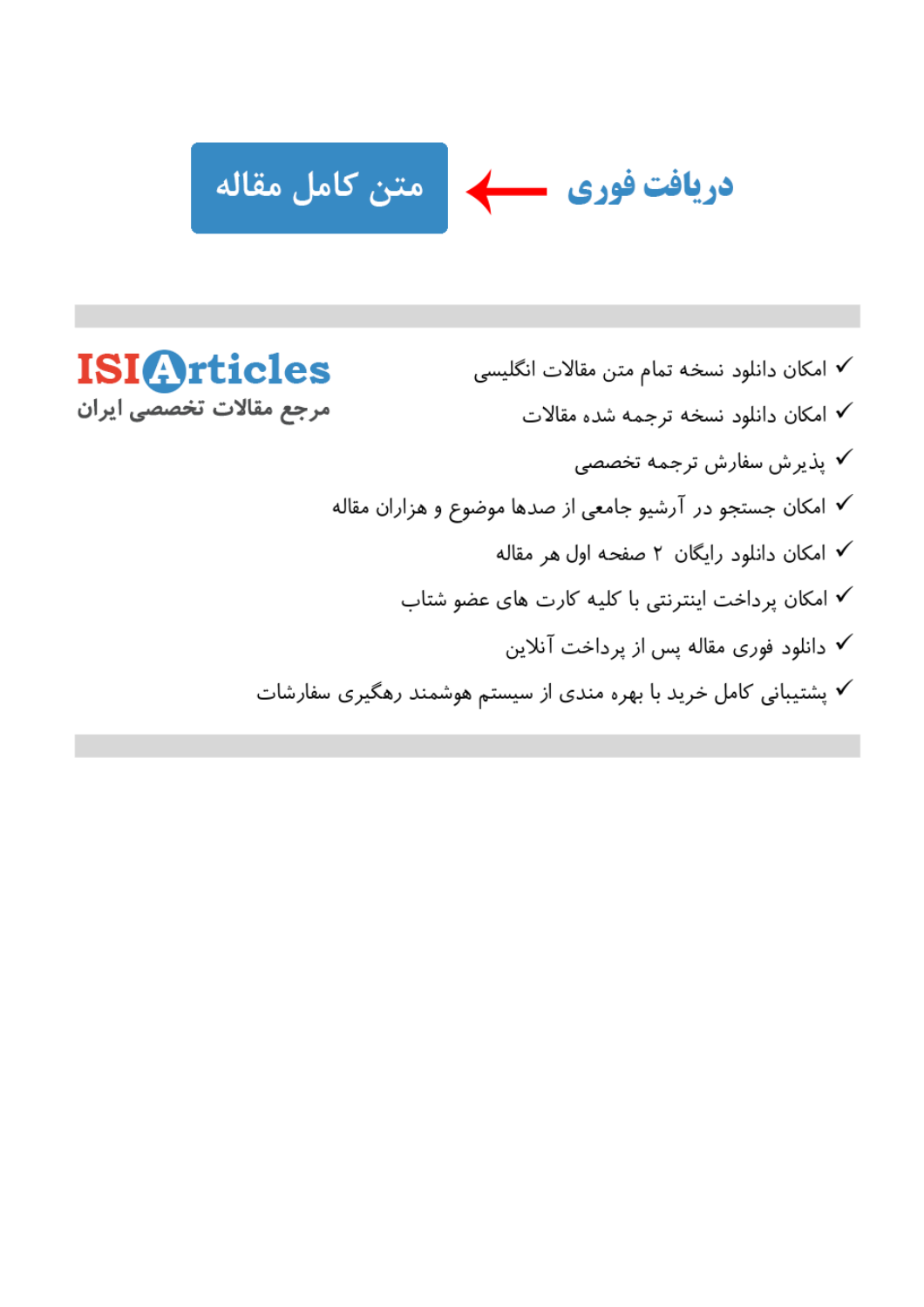دریافت فوری ← متن کامل مقاله

**ISIArticles**
مرجع مقالات تخصصی ایران

- ✓ امکان دانلود نسخه تمام متن مقالات انگلیسی
- ✓ امکان دانلود نسخه ترجمه شده مقالات
- ✓ پذیرش سفارش ترجمه تخصصی
- ✓ امکان جستجو در آرشیو جامعی از صدها موضوع و هزاران مقاله
- ✓ امکان دانلود رایگان ۲ صفحه اول هر مقاله
- ✓ امکان پرداخت اینترنتی با کلیه کارت های عضو شتاب
- ✓ دانلود فوری مقاله پس از پرداخت آنلاین
- ✓ پشتیبانی کامل خرید با بهره مندی از سیستم هوشمند رهگیری سفارشات